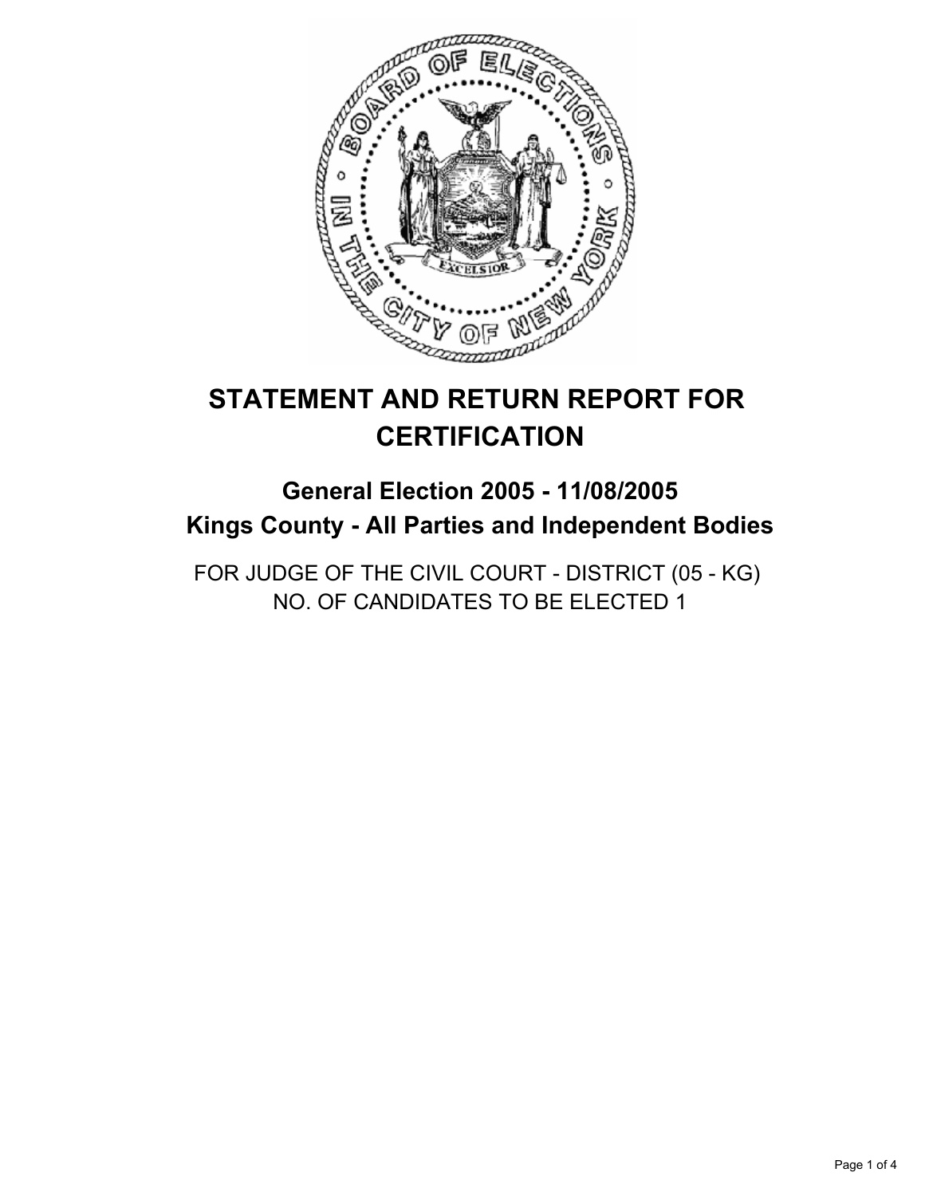# STATEMENT AND RETURN REPORT FOR CERTIFICATION

## General Election 2005 - 11/08/2005
## Kings County - All Parties and Independent Bodies

FOR JUDGE OF THE CIVIL COURT - DISTRICT (05 - KG)
NO. OF CANDIDATES TO BE ELECTED 1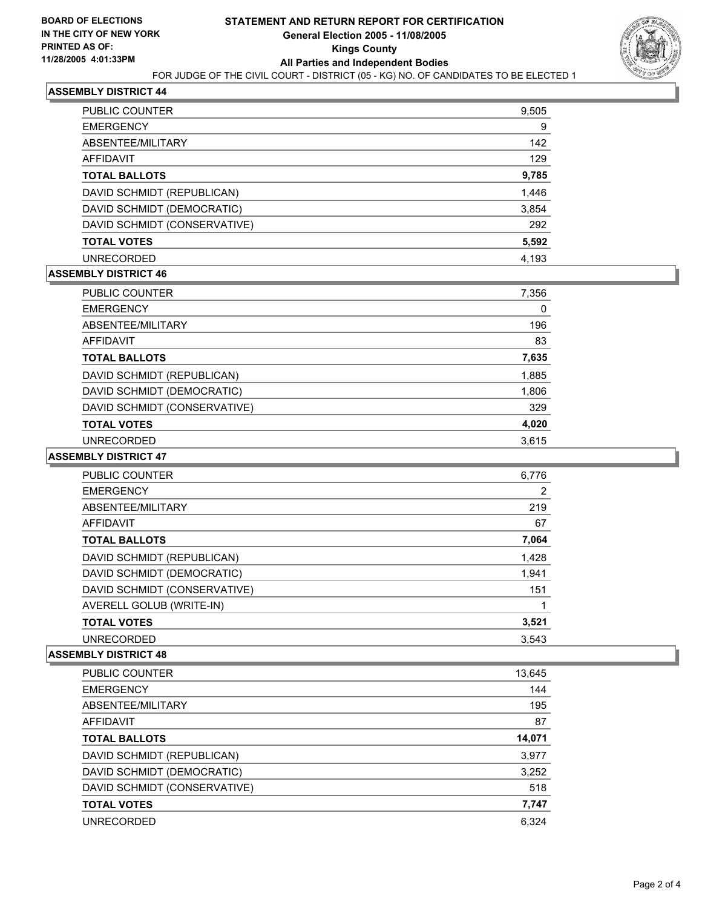**BOARD OF ELECTIONS IN THE CITY OF NEW YORK**
**PRINTED AS OF: 11/28/2005 4:01:33PM**

# STATEMENT AND RETURN REPORT FOR CERTIFICATION
## General Election 2005 - 11/08/2005
## Kings County
## All Parties and Independent Bodies

FOR JUDGE OF THE CIVIL COURT - DISTRICT (05 - KG) NO. OF CANDIDATES TO BE ELECTED 1

### ASSEMBLY DISTRICT 44

| | |
|---|---|
| PUBLIC COUNTER | 9,505 |
| EMERGENCY | 9 |
| ABSENTEE/MILITARY | 142 |
| AFFIDAVIT | 129 |
| **TOTAL BALLOTS** | **9,785** |
| DAVID SCHMIDT (REPUBLICAN) | 1,446 |
| DAVID SCHMIDT (DEMOCRATIC) | 3,854 |
| DAVID SCHMIDT (CONSERVATIVE) | 292 |
| **TOTAL VOTES** | **5,592** |
| UNRECORDED | 4,193 |

### ASSEMBLY DISTRICT 46

| | |
|---|---|
| PUBLIC COUNTER | 7,356 |
| EMERGENCY | 0 |
| ABSENTEE/MILITARY | 196 |
| AFFIDAVIT | 83 |
| **TOTAL BALLOTS** | **7,635** |
| DAVID SCHMIDT (REPUBLICAN) | 1,885 |
| DAVID SCHMIDT (DEMOCRATIC) | 1,806 |
| DAVID SCHMIDT (CONSERVATIVE) | 329 |
| **TOTAL VOTES** | **4,020** |
| UNRECORDED | 3,615 |

### ASSEMBLY DISTRICT 47

| | |
|---|---|
| PUBLIC COUNTER | 6,776 |
| EMERGENCY | 2 |
| ABSENTEE/MILITARY | 219 |
| AFFIDAVIT | 67 |
| **TOTAL BALLOTS** | **7,064** |
| DAVID SCHMIDT (REPUBLICAN) | 1,428 |
| DAVID SCHMIDT (DEMOCRATIC) | 1,941 |
| DAVID SCHMIDT (CONSERVATIVE) | 151 |
| AVERELL GOLUB (WRITE-IN) | 1 |
| **TOTAL VOTES** | **3,521** |
| UNRECORDED | 3,543 |

### ASSEMBLY DISTRICT 48

| | |
|---|---|
| PUBLIC COUNTER | 13,645 |
| EMERGENCY | 144 |
| ABSENTEE/MILITARY | 195 |
| AFFIDAVIT | 87 |
| **TOTAL BALLOTS** | **14,071** |
| DAVID SCHMIDT (REPUBLICAN) | 3,977 |
| DAVID SCHMIDT (DEMOCRATIC) | 3,252 |
| DAVID SCHMIDT (CONSERVATIVE) | 518 |
| **TOTAL VOTES** | **7,747** |
| UNRECORDED | 6,324 |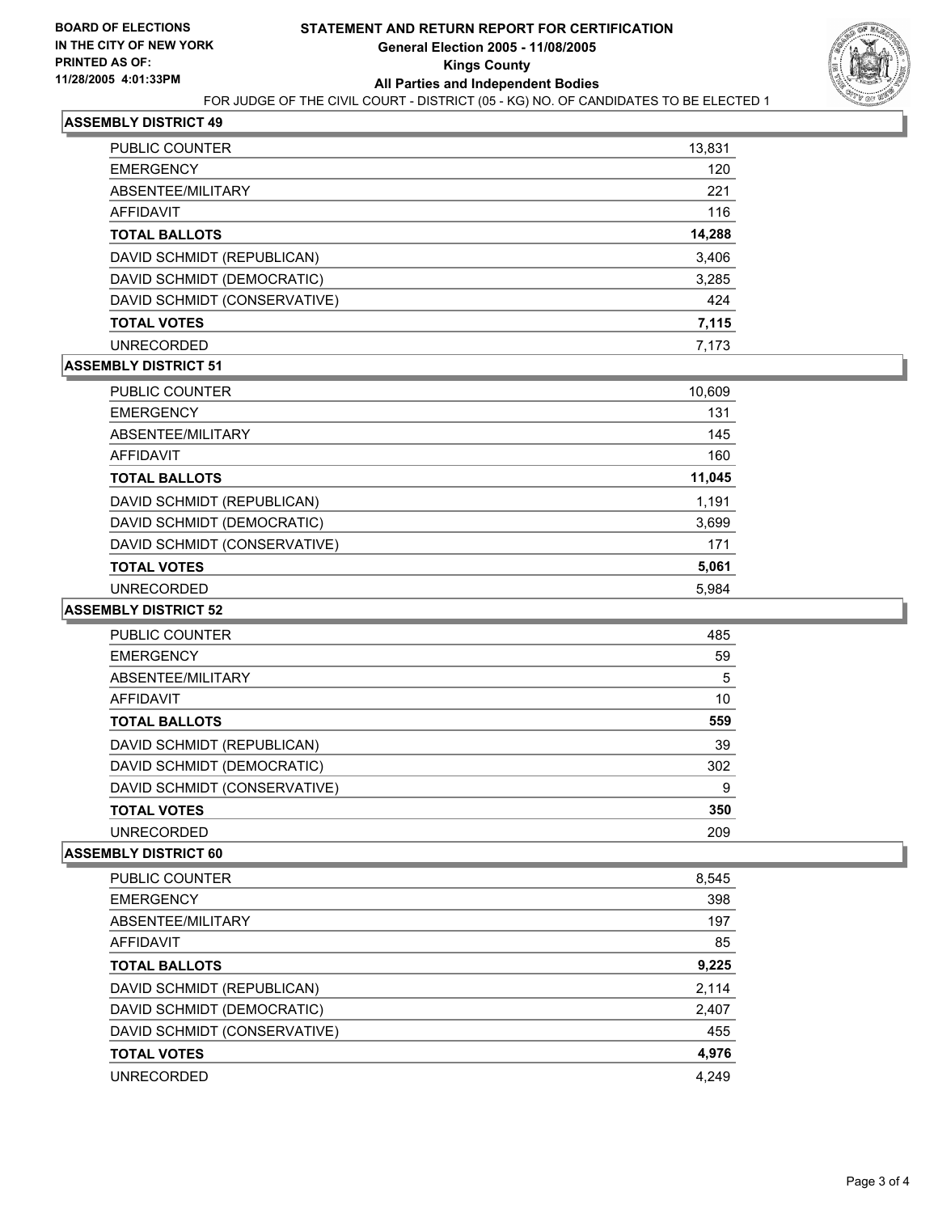**BOARD OF ELECTIONS IN THE CITY OF NEW YORK PRINTED AS OF: 11/28/2005 4:01:33PM**

# STATEMENT AND RETURN REPORT FOR CERTIFICATION
## General Election 2005 - 11/08/2005
## Kings County
## All Parties and Independent Bodies

FOR JUDGE OF THE CIVIL COURT - DISTRICT (05 - KG) NO. OF CANDIDATES TO BE ELECTED 1

### ASSEMBLY DISTRICT 49

| | |
|---|---|
| PUBLIC COUNTER | 13,831 |
| EMERGENCY | 120 |
| ABSENTEE/MILITARY | 221 |
| AFFIDAVIT | 116 |
| **TOTAL BALLOTS** | **14,288** |
| DAVID SCHMIDT (REPUBLICAN) | 3,406 |
| DAVID SCHMIDT (DEMOCRATIC) | 3,285 |
| DAVID SCHMIDT (CONSERVATIVE) | 424 |
| **TOTAL VOTES** | **7,115** |
| UNRECORDED | 7,173 |

### ASSEMBLY DISTRICT 51

| | |
|---|---|
| PUBLIC COUNTER | 10,609 |
| EMERGENCY | 131 |
| ABSENTEE/MILITARY | 145 |
| AFFIDAVIT | 160 |
| **TOTAL BALLOTS** | **11,045** |
| DAVID SCHMIDT (REPUBLICAN) | 1,191 |
| DAVID SCHMIDT (DEMOCRATIC) | 3,699 |
| DAVID SCHMIDT (CONSERVATIVE) | 171 |
| **TOTAL VOTES** | **5,061** |
| UNRECORDED | 5,984 |

### ASSEMBLY DISTRICT 52

| | |
|---|---|
| PUBLIC COUNTER | 485 |
| EMERGENCY | 59 |
| ABSENTEE/MILITARY | 5 |
| AFFIDAVIT | 10 |
| **TOTAL BALLOTS** | **559** |
| DAVID SCHMIDT (REPUBLICAN) | 39 |
| DAVID SCHMIDT (DEMOCRATIC) | 302 |
| DAVID SCHMIDT (CONSERVATIVE) | 9 |
| **TOTAL VOTES** | **350** |
| UNRECORDED | 209 |

### ASSEMBLY DISTRICT 60

| | |
|---|---|
| PUBLIC COUNTER | 8,545 |
| EMERGENCY | 398 |
| ABSENTEE/MILITARY | 197 |
| AFFIDAVIT | 85 |
| **TOTAL BALLOTS** | **9,225** |
| DAVID SCHMIDT (REPUBLICAN) | 2,114 |
| DAVID SCHMIDT (DEMOCRATIC) | 2,407 |
| DAVID SCHMIDT (CONSERVATIVE) | 455 |
| **TOTAL VOTES** | **4,976** |
| UNRECORDED | 4,249 |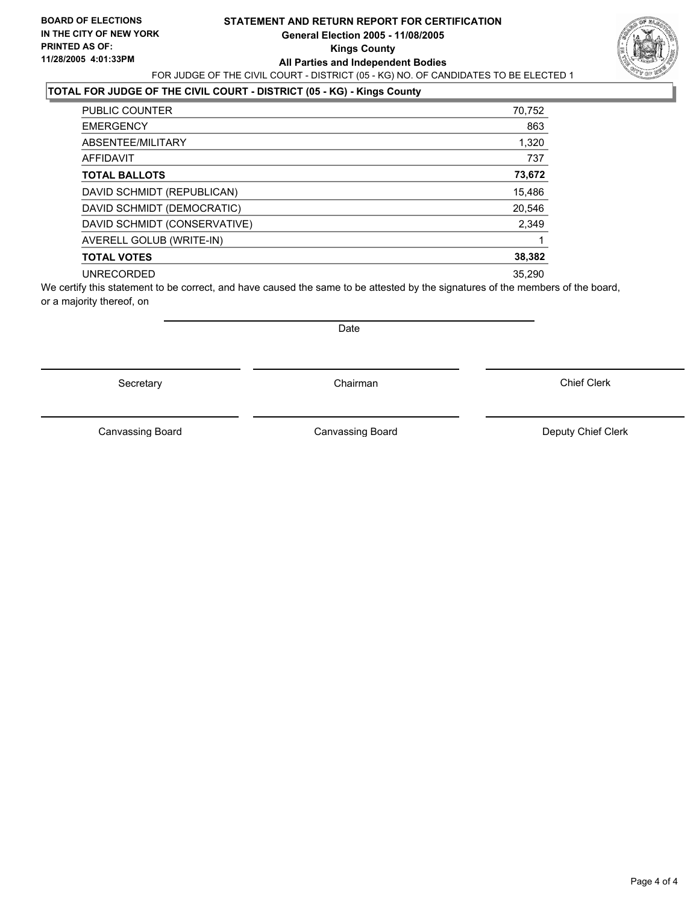**BOARD OF ELECTIONS IN THE CITY OF NEW YORK**
**PRINTED AS OF: 11/28/2005 4:01:33PM**

**STATEMENT AND RETURN REPORT FOR CERTIFICATION**
**General Election 2005 - 11/08/2005**
**Kings County**
**All Parties and Independent Bodies**

FOR JUDGE OF THE CIVIL COURT - DISTRICT (05 - KG) NO. OF CANDIDATES TO BE ELECTED 1

**TOTAL FOR JUDGE OF THE CIVIL COURT - DISTRICT (05 - KG) - Kings County**

| | |
|---|---|
| PUBLIC COUNTER | 70,752 |
| EMERGENCY | 863 |
| ABSENTEE/MILITARY | 1,320 |
| AFFIDAVIT | 737 |
| **TOTAL BALLOTS** | **73,672** |
| DAVID SCHMIDT (REPUBLICAN) | 15,486 |
| DAVID SCHMIDT (DEMOCRATIC) | 20,546 |
| DAVID SCHMIDT (CONSERVATIVE) | 2,349 |
| AVERELL GOLUB (WRITE-IN) | 1 |
| **TOTAL VOTES** | **38,382** |
| UNRECORDED | 35,290 |

We certify this statement to be correct, and have caused the same to be attested by the signatures of the members of the board, or a majority thereof, on

Date

Secretary | Chairman | Chief Clerk

Canvassing Board | Canvassing Board | Deputy Chief Clerk